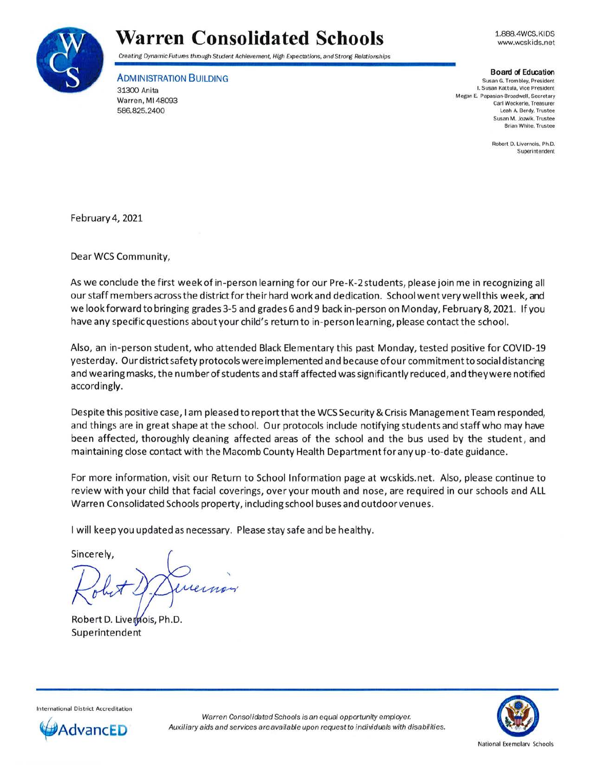# Warren Consolidated Schools

*Creating Dynamic Futures through Student Achievement, High Expectations, and Strong Relationships*

1.888.4WCS.KIDS
www.wcskids.net

**ADMINISTRATION BUILDING**
31300 Anita
Warren, MI 48093
586.825.2400

**Board of Education**
Susan G. Trombley, President
I. Susan Kattula, Vice President
Megan E. Papasian-Broadwell, Secretary
Carl Weckerle, Treasurer
Leah A. Berdy, Trustee
Susan M. Jozwik, Trustee
Brian White, Trustee

Robert D. Livernois, Ph.D.
Superintendent

February 4, 2021

Dear WCS Community,

As we conclude the first week of in-person learning for our Pre-K-2 students, please join me in recognizing all our staff members across the district for their hard work and dedication. School went very well this week, and we look forward to bringing grades 3-5 and grades 6 and 9 back in-person on Monday, February 8, 2021. If you have any specific questions about your child's return to in-person learning, please contact the school.

Also, an in-person student, who attended Black Elementary this past Monday, tested positive for COVID-19 yesterday. Our district safety protocols were implemented and because of our commitment to social distancing and wearing masks, the number of students and staff affected was significantly reduced, and they were notified accordingly.

Despite this positive case, I am pleased to report that the WCS Security & Crisis Management Team responded, and things are in great shape at the school. Our protocols include notifying students and staff who may have been affected, thoroughly cleaning affected areas of the school and the bus used by the student, and maintaining close contact with the Macomb County Health Department for any up-to-date guidance.

For more information, visit our Return to School Information page at wcskids.net. Also, please continue to review with your child that facial coverings, over your mouth and nose, are required in our schools and ALL Warren Consolidated Schools property, including school buses and outdoor venues.

I will keep you updated as necessary. Please stay safe and be healthy.

Sincerely,

Robert D. Livernois, Ph.D.
Superintendent

International District Accreditation
AdvancED

*Warren Consolidated Schools is an equal opportunity employer.*
*Auxiliary aids and services are available upon request to individuals with disabilities.*

National Exemplary Schools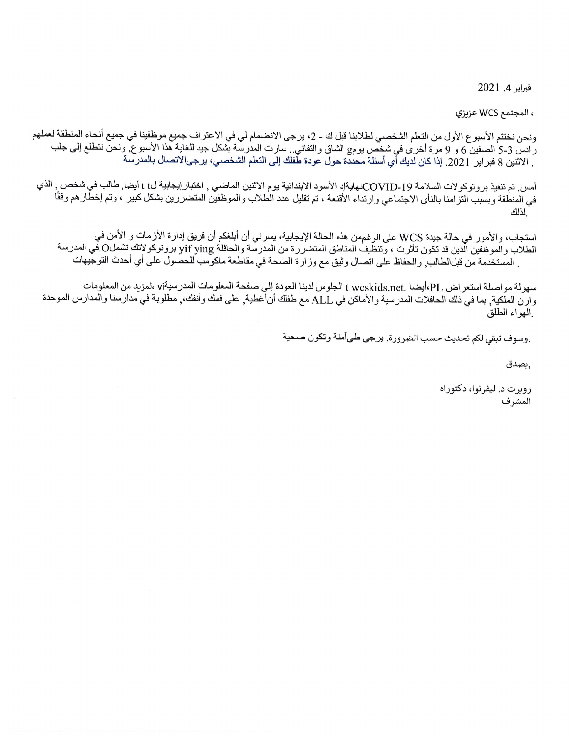فبراير 4, 2021

، المجتمع WCS عزيزي

ونحن نختتم الأسبوع الأول من التعلم الشخصي لطلابنا قبل ك - 2، يرجى الانضمام لي في الاعتراف جميع موظفينا في جميع أنحاء المنطقة لعملهم رادس 3-5 الصفين 6 و 9 مرة أخرى في شخص يومg الشاق والتفاني.. سارت المدرسة بشكل جيد للغاية هذا الأسبوع, ونحن نتطلع إلى جلب . الاثنين 8 فبراير 2021. إذا كان لديك أي أسئلة محددة حول عودة طفلك إلى التعلم الشخصي، يرجىالاتصال بالمدرسة

أمس. تم تنفيذ بروتوكولات السلامة COVID-19نهايةإد الأسود الابتدائية يوم الاثنين الماضي , اختبارإيجابية لt t أيضا, طالب في شخص , الذي في المنطقة وبسبب التزامنا بالنأى الاجتماعي وارتداء الأقنعة ، تم تقليل عدد الطلاب والموظفين المتضررين بشكل كبير ، وتم إخطارهم وفقًا .لذلك

استجاب، والأمور في حالة جيدة WCS على الرغممن هذه الحالة الإيجابية، يسرني أن أبلغكم أن فريق إدارة الأزمات و الأمن في الطلاب والموظفين الذين قد تكون تأثرت ، وتنظيف المناطق المتضررة من المدرسة والحافلة yif ying بروتوكولاتك تشملO.في المدرسة . المستخدمة من قبلالطالب, والحفاظ على اتصال وثيق مع وزارة الصحة في مقاطعة ماكومب للحصول على أي أحدث التوجيهات

سهولة مواصلة استعراض PL،أيضا t wcskids.net. الجلوس لدينا العودة إلى صفحة المعلومات المدرسيةvi ،لمزيد من المعلومات وارن الملكية, بما في ذلك الحافلات المدرسية والأماكن في ALL مع طفلك أنأغطية, على فمك وأنفك, مطلوبة في مدارسنا والمدارس الموحدة .الهواء الطلق

.وسوف تبقي لكم تحديث حسب الضرورة. يرجى طىآمنة وتكون صحية

,بصدق

روبرت د. ليفرنواء دكتوراه
المشرف